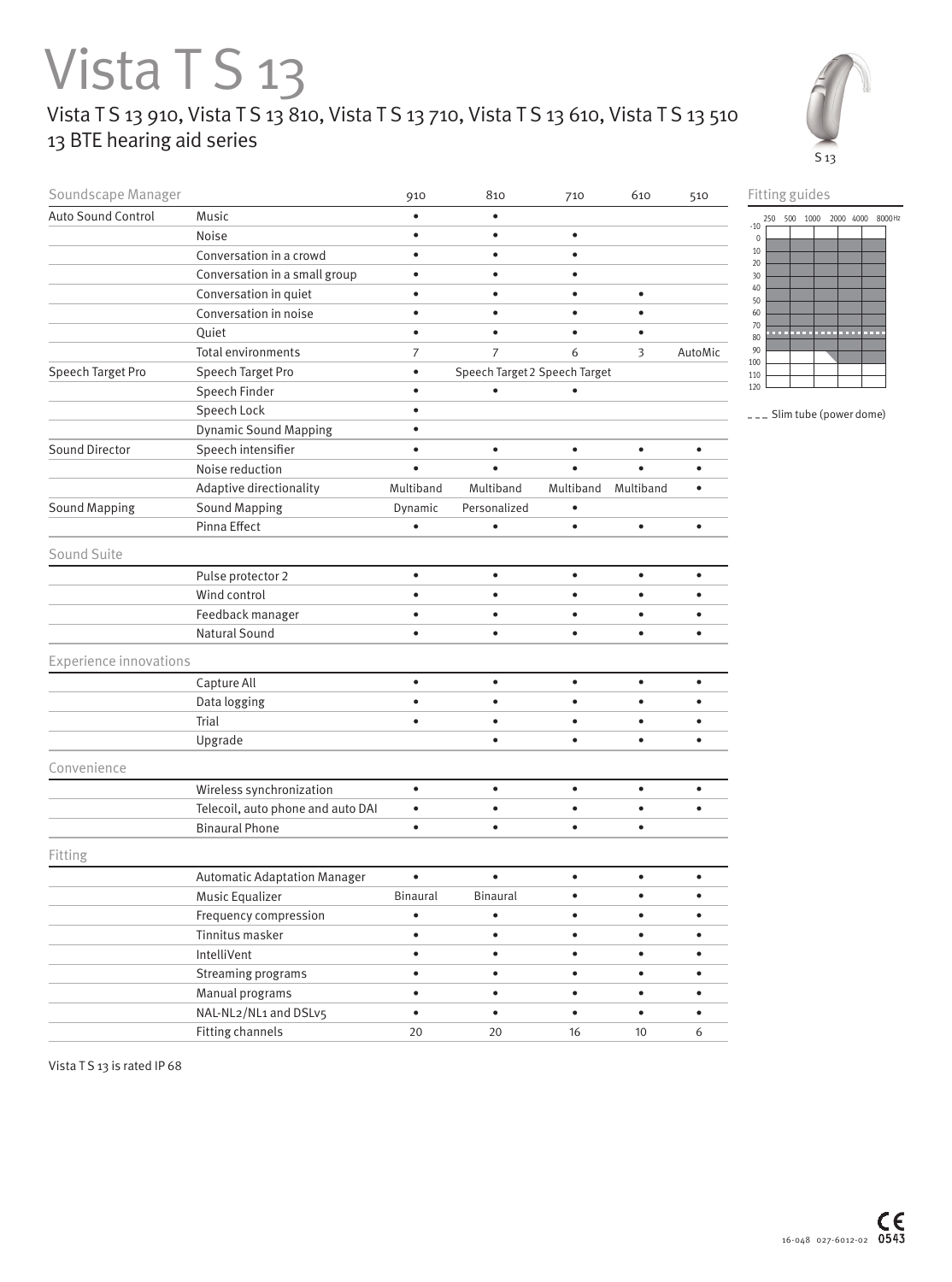# Vista T S 13

## Vista T S 13 910, Vista T S 13 810, Vista T S 13 710, Vista T S 13 610, Vista T S 13 510
## 13 BTE hearing aid series

S 13

| Soundscape Manager | | 910 | 810 | 710 | 610 | 510 |
|---|---|---|---|---|---|---|
| Auto Sound Control | Music | • | • | | | |
| | Noise | • | • | • | | |
| | Conversation in a crowd | • | • | • | | |
| | Conversation in a small group | • | • | • | | |
| | Conversation in quiet | • | • | • | • | |
| | Conversation in noise | • | • | • | • | |
| | Quiet | • | • | • | • | |
| | Total environments | 7 | 7 | 6 | 3 | AutoMic |
| Speech Target Pro | Speech Target Pro | • | Speech Target 2 | Speech Target | | |
| | Speech Finder | • | • | • | | |
| | Speech Lock | • | | | | |
| | Dynamic Sound Mapping | • | | | | |
| Sound Director | Speech intensifier | • | • | • | • | • |
| | Noise reduction | • | • | • | • | • |
| | Adaptive directionality | Multiband | Multiband | Multiband | Multiband | • |
| Sound Mapping | Sound Mapping | Dynamic | Personalized | • | | |
| | Pinna Effect | • | • | • | • | • |
| **Sound Suite** | | | | | | |
| | Pulse protector 2 | • | • | • | • | • |
| | Wind control | • | • | • | • | • |
| | Feedback manager | • | • | • | • | • |
| | Natural Sound | • | • | • | • | • |
| **Experience innovations** | | | | | | |
| | Capture All | • | • | • | • | • |
| | Data logging | • | • | • | • | • |
| | Trial | • | • | • | • | • |
| | Upgrade | | • | • | • | • |
| **Convenience** | | | | | | |
| | Wireless synchronization | • | • | • | • | • |
| | Telecoil, auto phone and auto DAI | • | • | • | • | • |
| | Binaural Phone | • | • | • | • | |
| **Fitting** | | | | | | |
| | Automatic Adaptation Manager | • | • | • | • | • |
| | Music Equalizer | Binaural | Binaural | • | • | • |
| | Frequency compression | • | • | • | • | • |
| | Tinnitus masker | • | • | • | • | • |
| | IntelliVent | • | • | • | • | • |
| | Streaming programs | • | • | • | • | • |
| | Manual programs | • | • | • | • | • |
| | NAL-NL2/NL1 and DSLv5 | • | • | • | • | • |
| | Fitting channels | 20 | 20 | 16 | 10 | 6 |

Fitting guides

250 500 1000 2000 4000 8000 Hz

-10 0 10 20 30 40 50 60 70 80 90 100 110 120

_ _ _ Slim tube (power dome)

Vista T S 13 is rated IP 68

16-048 027-6012-02 CE 0543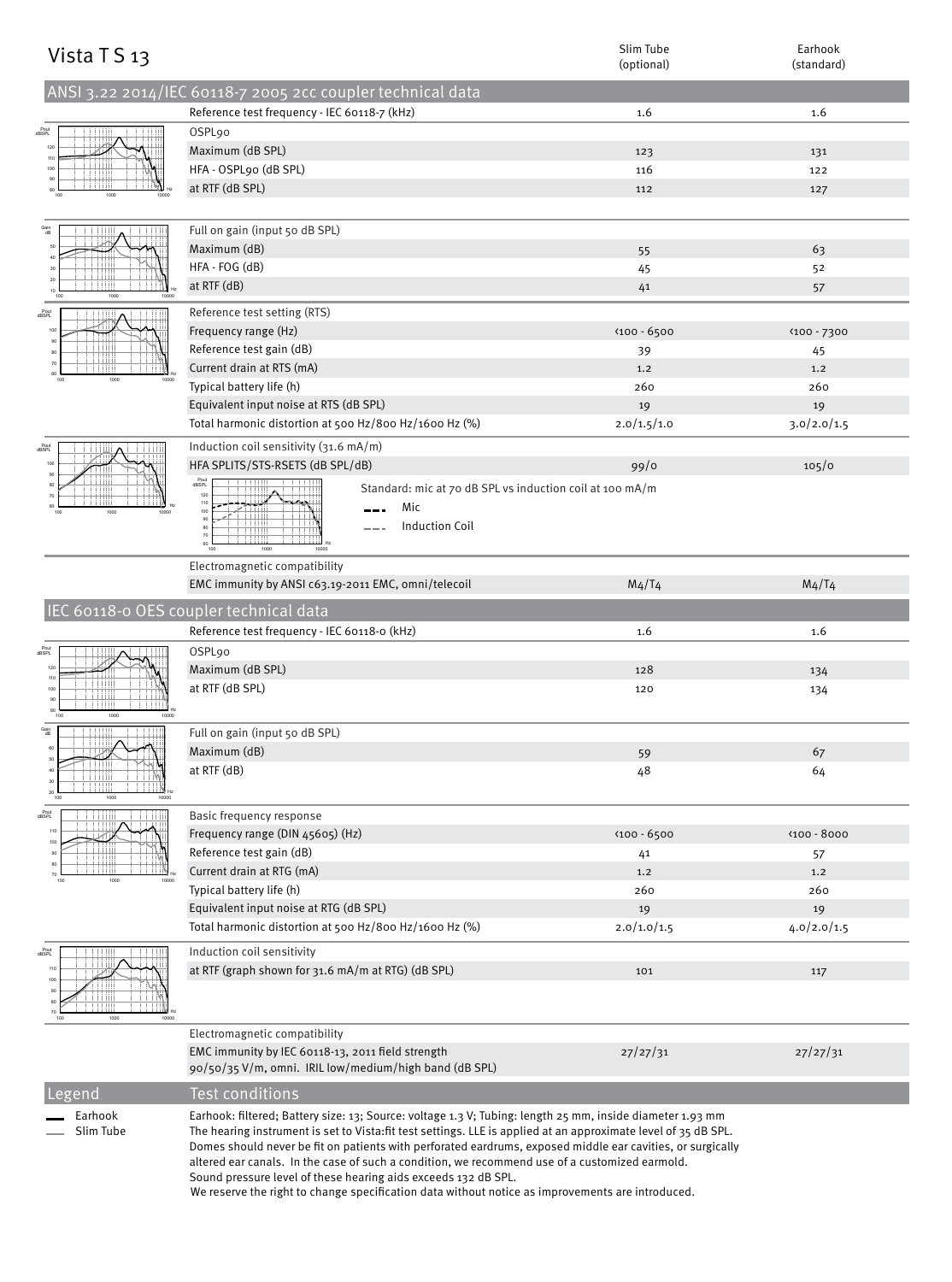# Vista T S 13

## ANSI 3.22 2014/IEC 60118-7 2005 2cc coupler technical data

Pout dBSPL
120
110
100
90
80
100 1000 10000 Hz

Gain dB
50
40
30
20
10
100 1000 10000 Hz

Pout dBSPL
100
90
80
70
60
100 1000 10000 Hz

Pout dBSPL
100
90
80
70
60
100 1000 10000 Hz

| | Slim Tube (optional) | Earhook (standard) |
|---|---|---|
| Reference test frequency - IEC 60118-7 (kHz) | 1.6 | 1.6 |
| **OSPL90** | | |
| Maximum (dB SPL) | 123 | 131 |
| HFA - OSPL90 (dB SPL) | 116 | 122 |
| at RTF (dB SPL) | 112 | 127 |
| **Full on gain (input 50 dB SPL)** | | |
| Maximum (dB) | 55 | 63 |
| HFA - FOG (dB) | 45 | 52 |
| at RTF (dB) | 41 | 57 |
| **Reference test setting (RTS)** | | |
| Frequency range (Hz) | ‹100 - 6500 | ‹100 - 7300 |
| Reference test gain (dB) | 39 | 45 |
| Current drain at RTS (mA) | 1.2 | 1.2 |
| Typical battery life (h) | 260 | 260 |
| Equivalent input noise at RTS (dB SPL) | 19 | 19 |
| Total harmonic distortion at 500 Hz/800 Hz/1600 Hz (%) | 2.0/1.5/1.0 | 3.0/2.0/1.5 |
| **Induction coil sensitivity (31.6 mA/m)** | | |
| HFA SPLITS/STS-RSETS (dB SPL/dB) | 99/0 | 105/0 |
| **Electromagnetic compatibility** | | |
| EMC immunity by ANSI c63.19-2011 EMC, omni/telecoil | M4/T4 | M4/T4 |

Pout dBSPL
120
110
100
90
80
70
60
100 1000 10000 Hz

Standard: mic at 70 dB SPL vs induction coil at 100 mA/m
Mic
Induction Coil

## IEC 60118-0 OES coupler technical data

Pout dBSPL
120
110
100
90
80
100 1000 10000 Hz

Gain dB
60
50
40
30
20
100 1000 10000 Hz

Pout dBSPL
110
100
90
80
70
100 1000 10000 Hz

Pout dBSPL
110
100
90
80
70
100 1000 10000 Hz

| | Slim Tube (optional) | Earhook (standard) |
|---|---|---|
| Reference test frequency - IEC 60118-0 (kHz) | 1.6 | 1.6 |
| **OSPL90** | | |
| Maximum (dB SPL) | 128 | 134 |
| at RTF (dB SPL) | 120 | 134 |
| **Full on gain (input 50 dB SPL)** | | |
| Maximum (dB) | 59 | 67 |
| at RTF (dB) | 48 | 64 |
| **Basic frequency response** | | |
| Frequency range (DIN 45605) (Hz) | ‹100 - 6500 | ‹100 - 8000 |
| Reference test gain (dB) | 41 | 57 |
| Current drain at RTG (mA) | 1.2 | 1.2 |
| Typical battery life (h) | 260 | 260 |
| Equivalent input noise at RTG (dB SPL) | 19 | 19 |
| Total harmonic distortion at 500 Hz/800 Hz/1600 Hz (%) | 2.0/1.0/1.5 | 4.0/2.0/1.5 |
| **Induction coil sensitivity** | | |
| at RTF (graph shown for 31.6 mA/m at RTG) (dB SPL) | 101 | 117 |
| **Electromagnetic compatibility** | | |
| EMC immunity by IEC 60118-13, 2011 field strength 90/50/35 V/m, omni. IRIL low/medium/high band (dB SPL) | 27/27/31 | 27/27/31 |

## Legend

- Earhook
- Slim Tube

## Test conditions

Earhook: filtered; Battery size: 13; Source: voltage 1.3 V; Tubing: length 25 mm, inside diameter 1.93 mm
The hearing instrument is set to Vista:fit test settings. LLE is applied at an approximate level of 35 dB SPL.
Domes should never be fit on patients with perforated eardrums, exposed middle ear cavities, or surgically altered ear canals. In the case of such a condition, we recommend use of a customized earmold.
Sound pressure level of these hearing aids exceeds 132 dB SPL.
We reserve the right to change specification data without notice as improvements are introduced.